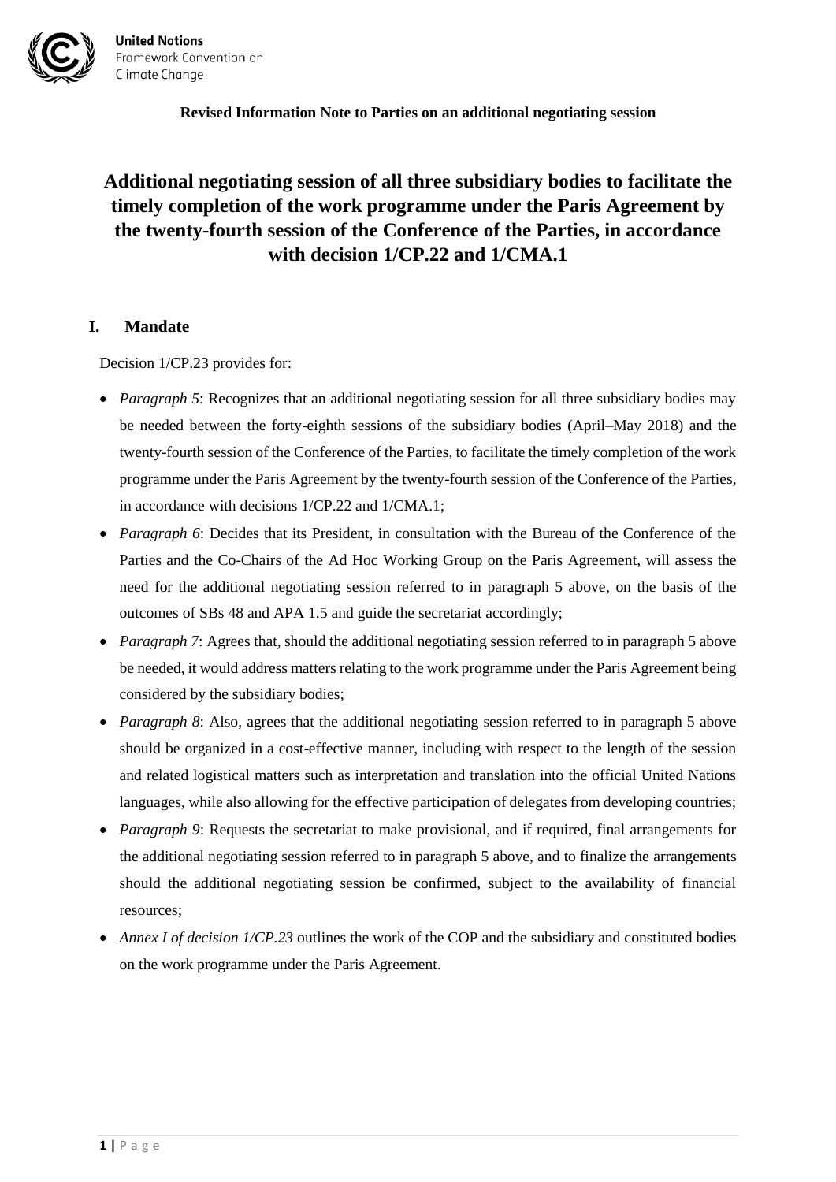**United Nations**
Framework Convention on
Climate Change

**Revised Information Note to Parties on an additional negotiating session**

# Additional negotiating session of all three subsidiary bodies to facilitate the timely completion of the work programme under the Paris Agreement by the twenty-fourth session of the Conference of the Parties, in accordance with decision 1/CP.22 and 1/CMA.1

## I. Mandate

Decision 1/CP.23 provides for:

- *Paragraph 5*: Recognizes that an additional negotiating session for all three subsidiary bodies may be needed between the forty-eighth sessions of the subsidiary bodies (April–May 2018) and the twenty-fourth session of the Conference of the Parties, to facilitate the timely completion of the work programme under the Paris Agreement by the twenty-fourth session of the Conference of the Parties, in accordance with decisions 1/CP.22 and 1/CMA.1;
- *Paragraph 6*: Decides that its President, in consultation with the Bureau of the Conference of the Parties and the Co-Chairs of the Ad Hoc Working Group on the Paris Agreement, will assess the need for the additional negotiating session referred to in paragraph 5 above, on the basis of the outcomes of SBs 48 and APA 1.5 and guide the secretariat accordingly;
- *Paragraph 7*: Agrees that, should the additional negotiating session referred to in paragraph 5 above be needed, it would address matters relating to the work programme under the Paris Agreement being considered by the subsidiary bodies;
- *Paragraph 8*: Also, agrees that the additional negotiating session referred to in paragraph 5 above should be organized in a cost-effective manner, including with respect to the length of the session and related logistical matters such as interpretation and translation into the official United Nations languages, while also allowing for the effective participation of delegates from developing countries;
- *Paragraph 9*: Requests the secretariat to make provisional, and if required, final arrangements for the additional negotiating session referred to in paragraph 5 above, and to finalize the arrangements should the additional negotiating session be confirmed, subject to the availability of financial resources;
- *Annex I of decision 1/CP.23* outlines the work of the COP and the subsidiary and constituted bodies on the work programme under the Paris Agreement.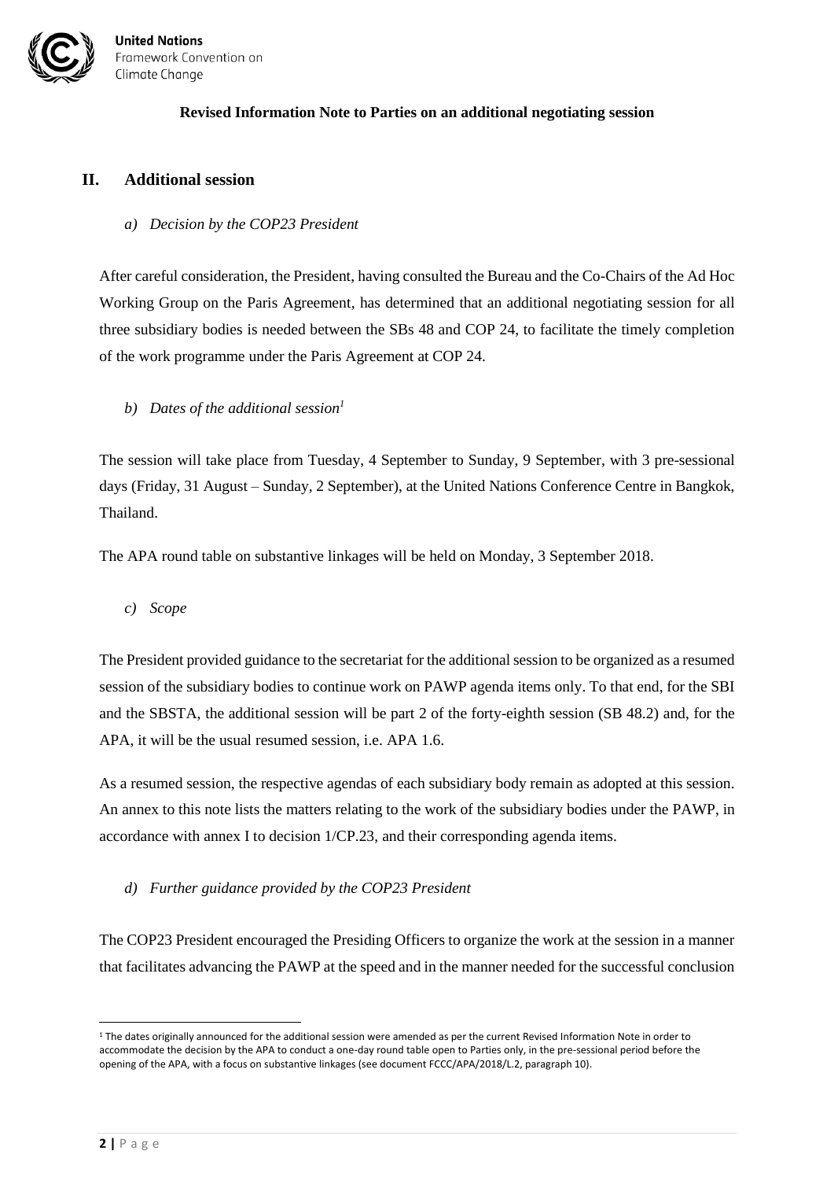**Revised Information Note to Parties on an additional negotiating session**

## II. Additional session

### *a) Decision by the COP23 President*

After careful consideration, the President, having consulted the Bureau and the Co-Chairs of the Ad Hoc Working Group on the Paris Agreement, has determined that an additional negotiating session for all three subsidiary bodies is needed between the SBs 48 and COP 24, to facilitate the timely completion of the work programme under the Paris Agreement at COP 24.

### *b) Dates of the additional session*[1]

The session will take place from Tuesday, 4 September to Sunday, 9 September, with 3 pre-sessional days (Friday, 31 August – Sunday, 2 September), at the United Nations Conference Centre in Bangkok, Thailand.

The APA round table on substantive linkages will be held on Monday, 3 September 2018.

### *c) Scope*

The President provided guidance to the secretariat for the additional session to be organized as a resumed session of the subsidiary bodies to continue work on PAWP agenda items only. To that end, for the SBI and the SBSTA, the additional session will be part 2 of the forty-eighth session (SB 48.2) and, for the APA, it will be the usual resumed session, i.e. APA 1.6.

As a resumed session, the respective agendas of each subsidiary body remain as adopted at this session. An annex to this note lists the matters relating to the work of the subsidiary bodies under the PAWP, in accordance with annex I to decision 1/CP.23, and their corresponding agenda items.

### *d) Further guidance provided by the COP23 President*

The COP23 President encouraged the Presiding Officers to organize the work at the session in a manner that facilitates advancing the PAWP at the speed and in the manner needed for the successful conclusion

---

[1] The dates originally announced for the additional session were amended as per the current Revised Information Note in order to accommodate the decision by the APA to conduct a one-day round table open to Parties only, in the pre-sessional period before the opening of the APA, with a focus on substantive linkages (see document FCCC/APA/2018/L.2, paragraph 10).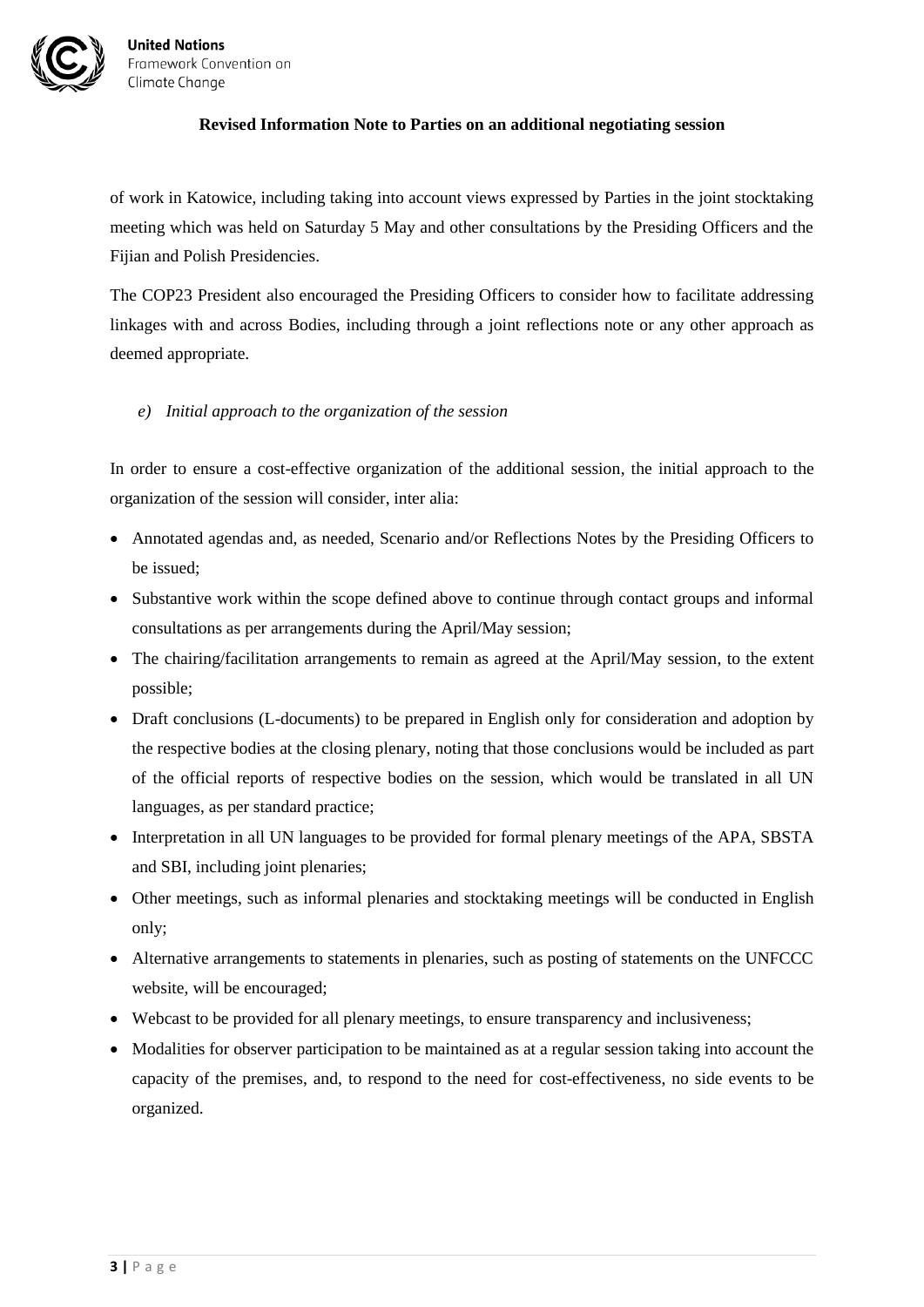of work in Katowice, including taking into account views expressed by Parties in the joint stocktaking meeting which was held on Saturday 5 May and other consultations by the Presiding Officers and the Fijian and Polish Presidencies.

The COP23 President also encouraged the Presiding Officers to consider how to facilitate addressing linkages with and across Bodies, including through a joint reflections note or any other approach as deemed appropriate.

*e) Initial approach to the organization of the session*

In order to ensure a cost-effective organization of the additional session, the initial approach to the organization of the session will consider, inter alia:

- Annotated agendas and, as needed, Scenario and/or Reflections Notes by the Presiding Officers to be issued;
- Substantive work within the scope defined above to continue through contact groups and informal consultations as per arrangements during the April/May session;
- The chairing/facilitation arrangements to remain as agreed at the April/May session, to the extent possible;
- Draft conclusions (L-documents) to be prepared in English only for consideration and adoption by the respective bodies at the closing plenary, noting that those conclusions would be included as part of the official reports of respective bodies on the session, which would be translated in all UN languages, as per standard practice;
- Interpretation in all UN languages to be provided for formal plenary meetings of the APA, SBSTA and SBI, including joint plenaries;
- Other meetings, such as informal plenaries and stocktaking meetings will be conducted in English only;
- Alternative arrangements to statements in plenaries, such as posting of statements on the UNFCCC website, will be encouraged;
- Webcast to be provided for all plenary meetings, to ensure transparency and inclusiveness;
- Modalities for observer participation to be maintained as at a regular session taking into account the capacity of the premises, and, to respond to the need for cost-effectiveness, no side events to be organized.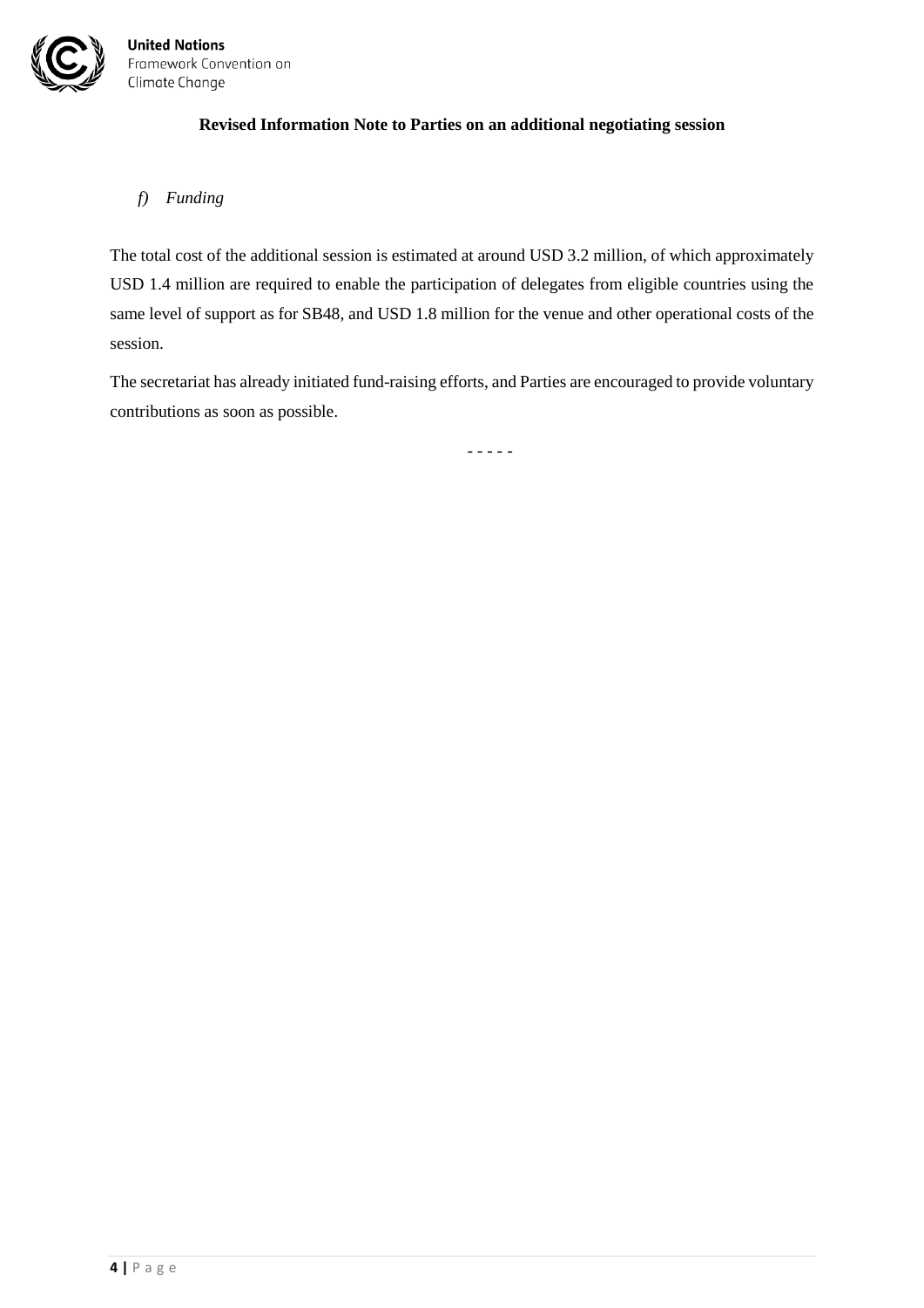**Revised Information Note to Parties on an additional negotiating session**

*f) Funding*

The total cost of the additional session is estimated at around USD 3.2 million, of which approximately USD 1.4 million are required to enable the participation of delegates from eligible countries using the same level of support as for SB48, and USD 1.8 million for the venue and other operational costs of the session.

The secretariat has already initiated fund-raising efforts, and Parties are encouraged to provide voluntary contributions as soon as possible.

- - - - -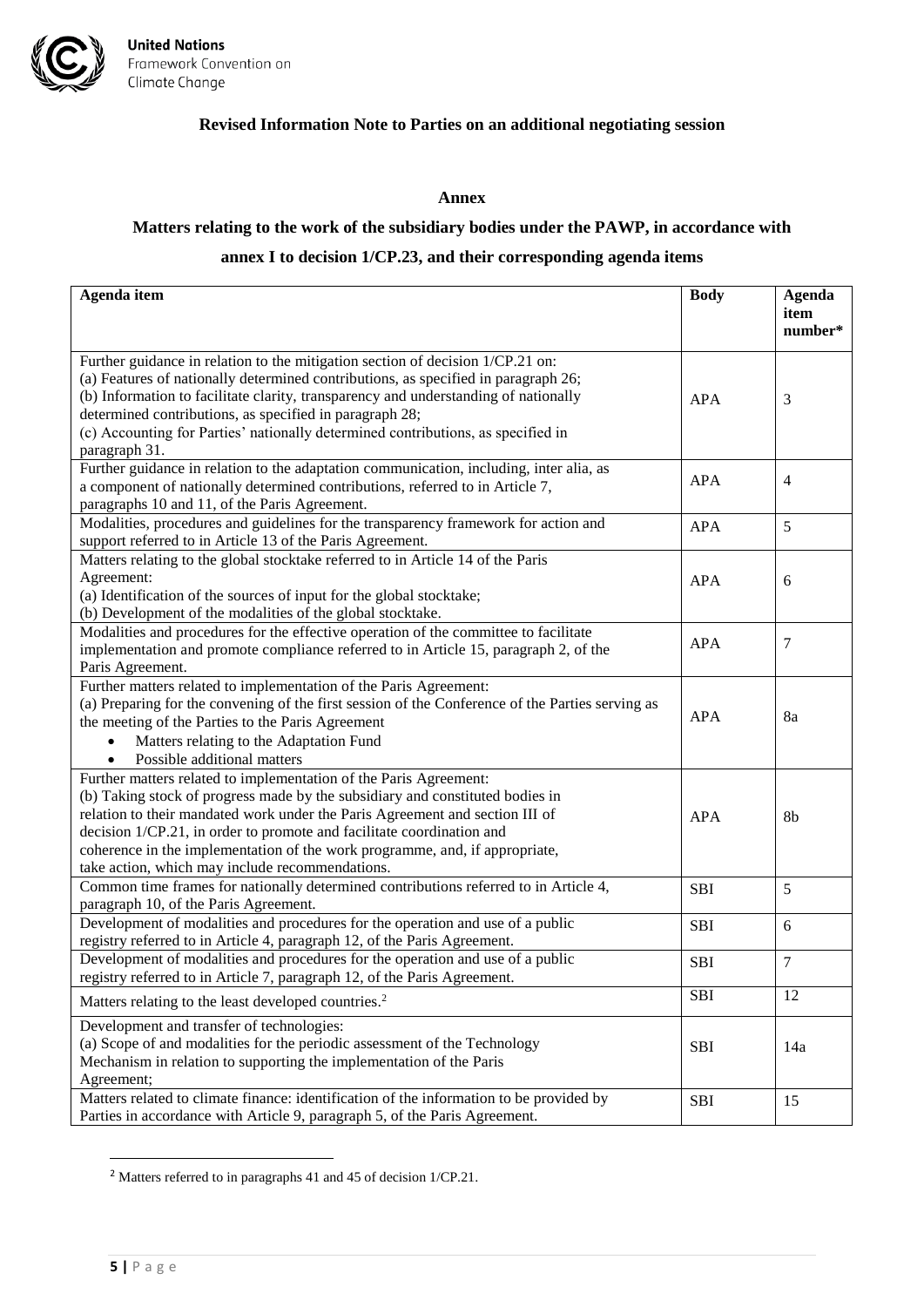**Revised Information Note to Parties on an additional negotiating session**

**Annex**

**Matters relating to the work of the subsidiary bodies under the PAWP, in accordance with annex I to decision 1/CP.23, and their corresponding agenda items**

| Agenda item | Body | Agenda item number* |
|---|---|---|
| Further guidance in relation to the mitigation section of decision 1/CP.21 on:<br>(a) Features of nationally determined contributions, as specified in paragraph 26;<br>(b) Information to facilitate clarity, transparency and understanding of nationally determined contributions, as specified in paragraph 28;<br>(c) Accounting for Parties' nationally determined contributions, as specified in paragraph 31. | APA | 3 |
| Further guidance in relation to the adaptation communication, including, inter alia, as a component of nationally determined contributions, referred to in Article 7, paragraphs 10 and 11, of the Paris Agreement. | APA | 4 |
| Modalities, procedures and guidelines for the transparency framework for action and support referred to in Article 13 of the Paris Agreement. | APA | 5 |
| Matters relating to the global stocktake referred to in Article 14 of the Paris Agreement:<br>(a) Identification of the sources of input for the global stocktake;<br>(b) Development of the modalities of the global stocktake. | APA | 6 |
| Modalities and procedures for the effective operation of the committee to facilitate implementation and promote compliance referred to in Article 15, paragraph 2, of the Paris Agreement. | APA | 7 |
| Further matters related to implementation of the Paris Agreement:<br>(a) Preparing for the convening of the first session of the Conference of the Parties serving as the meeting of the Parties to the Paris Agreement<br>• Matters relating to the Adaptation Fund<br>• Possible additional matters | APA | 8a |
| Further matters related to implementation of the Paris Agreement:<br>(b) Taking stock of progress made by the subsidiary and constituted bodies in relation to their mandated work under the Paris Agreement and section III of decision 1/CP.21, in order to promote and facilitate coordination and coherence in the implementation of the work programme, and, if appropriate, take action, which may include recommendations. | APA | 8b |
| Common time frames for nationally determined contributions referred to in Article 4, paragraph 10, of the Paris Agreement. | SBI | 5 |
| Development of modalities and procedures for the operation and use of a public registry referred to in Article 4, paragraph 12, of the Paris Agreement. | SBI | 6 |
| Development of modalities and procedures for the operation and use of a public registry referred to in Article 7, paragraph 12, of the Paris Agreement. | SBI | 7 |
| Matters relating to the least developed countries.[2] | SBI | 12 |
| Development and transfer of technologies:<br>(a) Scope of and modalities for the periodic assessment of the Technology Mechanism in relation to supporting the implementation of the Paris Agreement; | SBI | 14a |
| Matters related to climate finance: identification of the information to be provided by Parties in accordance with Article 9, paragraph 5, of the Paris Agreement. | SBI | 15 |

[2] Matters referred to in paragraphs 41 and 45 of decision 1/CP.21.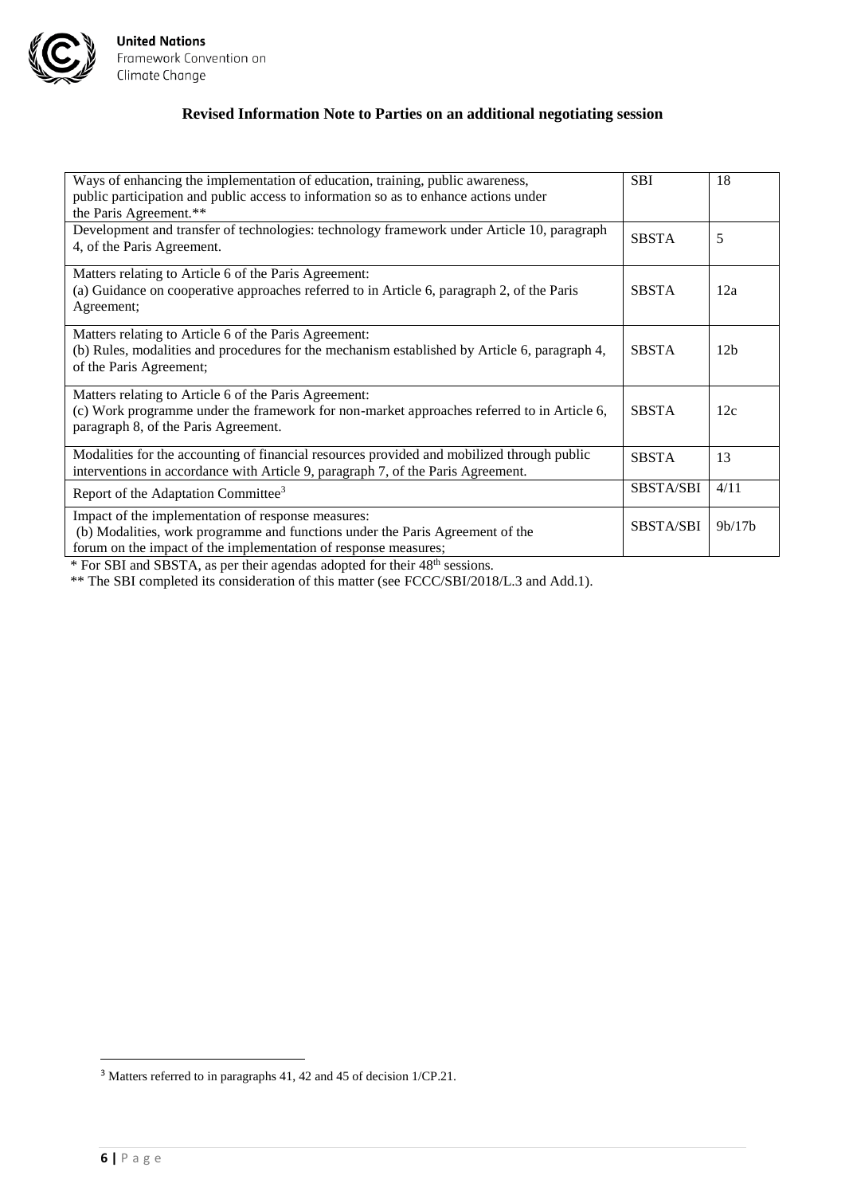# Revised Information Note to Parties on an additional negotiating session

| | | |
|---|---|---|
| Ways of enhancing the implementation of education, training, public awareness, public participation and public access to information so as to enhance actions under the Paris Agreement.** | SBI | 18 |
| Development and transfer of technologies: technology framework under Article 10, paragraph 4, of the Paris Agreement. | SBSTA | 5 |
| Matters relating to Article 6 of the Paris Agreement: (a) Guidance on cooperative approaches referred to in Article 6, paragraph 2, of the Paris Agreement; | SBSTA | 12a |
| Matters relating to Article 6 of the Paris Agreement: (b) Rules, modalities and procedures for the mechanism established by Article 6, paragraph 4, of the Paris Agreement; | SBSTA | 12b |
| Matters relating to Article 6 of the Paris Agreement: (c) Work programme under the framework for non-market approaches referred to in Article 6, paragraph 8, of the Paris Agreement. | SBSTA | 12c |
| Modalities for the accounting of financial resources provided and mobilized through public interventions in accordance with Article 9, paragraph 7, of the Paris Agreement. | SBSTA | 13 |
| Report of the Adaptation Committee[3] | SBSTA/SBI | 4/11 |
| Impact of the implementation of response measures: (b) Modalities, work programme and functions under the Paris Agreement of the forum on the impact of the implementation of response measures; | SBSTA/SBI | 9b/17b |

* For SBI and SBSTA, as per their agendas adopted for their 48th sessions.

** The SBI completed its consideration of this matter (see FCCC/SBI/2018/L.3 and Add.1).

[3] Matters referred to in paragraphs 41, 42 and 45 of decision 1/CP.21.